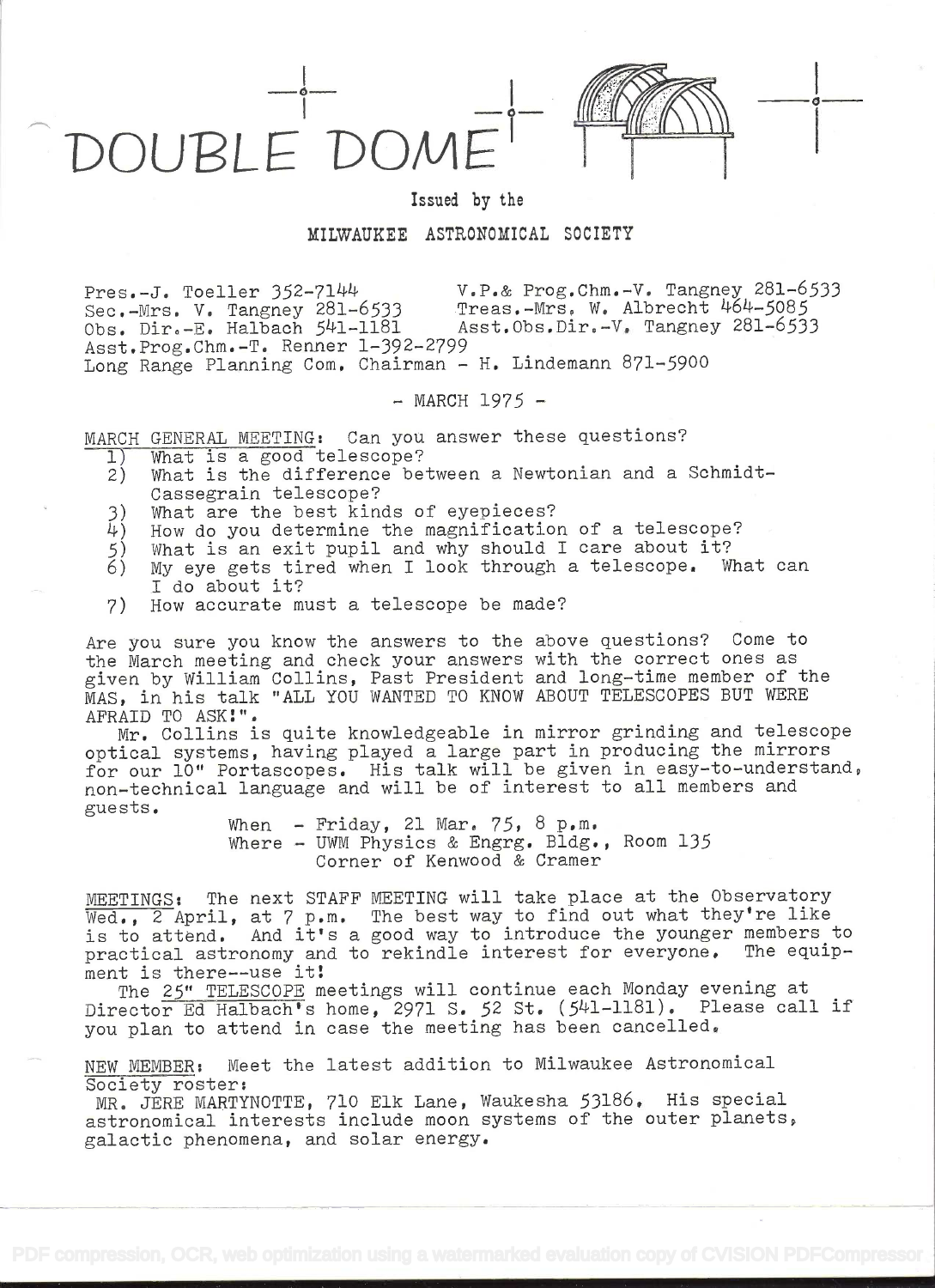# DOUBLE DOME

Issued by the

MILWAUKEE ASTRONOMICAL SOCIETY

Pres.-J. Toeller 352-7144  
V.P.& Prog.Chm.-V. Tangney 281-6533  
Sec.-Mrs. V. Tangney 281-6533  
Treas.-Mrs. W. Albrecht 464-5085  
Obs. Dir.-E. Halbach 541-1181  
Asst.Obs.Dir.-V. Tangney 281-6533  
Asst.Prog.Chm.-T. Renner 1-392-2799  
Long Range Planning Com. Chairman - H. Lindemann 871-5900

\- MARCH 1975 -

MARCH GENERAL MEETING: Can you answer these questions?

1) What is a good telescope?
2) What is the difference between a Newtonian and a Schmidt-Cassegrain telescope?
3) What are the best kinds of eyepieces?
4) How do you determine the magnification of a telescope?
5) What is an exit pupil and why should I care about it?
6) My eye gets tired when I look through a telescope. What can I do about it?
7) How accurate must a telescope be made?

Are you sure you know the answers to the above questions? Come to the March meeting and check your answers with the correct ones as given by William Collins, Past President and long-time member of the MAS, in his talk "ALL YOU WANTED TO KNOW ABOUT TELESCOPES BUT WERE AFRAID TO ASK!".

Mr. Collins is quite knowledgeable in mirror grinding and telescope optical systems, having played a large part in producing the mirrors for our 10" Portascopes. His talk will be given in easy-to-understand, non-technical language and will be of interest to all members and guests.

When - Friday, 21 Mar. 75, 8 p.m.  
Where - UWM Physics & Engrg. Bldg., Room 135  
Corner of Kenwood & Cramer

MEETINGS: The next STAFF MEETING will take place at the Observatory Wed., 2 April, at 7 p.m. The best way to find out what they're like is to attend. And it's a good way to introduce the younger members to practical astronomy and to rekindle interest for everyone. The equipment is there--use it!

The 25" TELESCOPE meetings will continue each Monday evening at Director Ed Halbach's home, 2971 S. 52 St. (541-1181). Please call if you plan to attend in case the meeting has been cancelled.

NEW MEMBER: Meet the latest addition to Milwaukee Astronomical Society roster:

MR. JERE MARTYNOTTE, 710 Elk Lane, Waukesha 53186. His special astronomical interests include moon systems of the outer planets, galactic phenomena, and solar energy.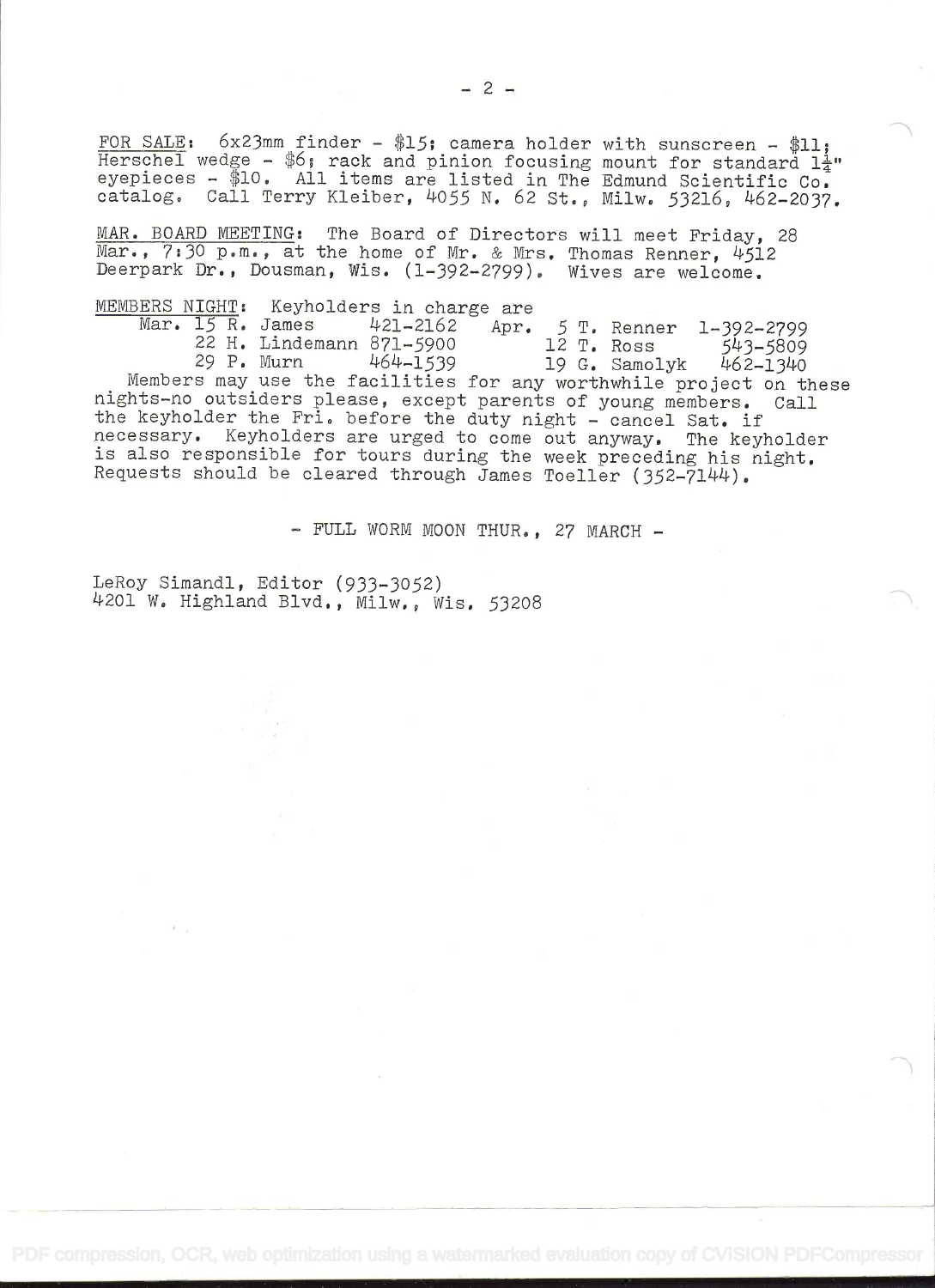FOR SALE: 6x23mm finder - \$15; camera holder with sunscreen - \$11; Herschel wedge - \$6; rack and pinion focusing mount for standard $1\frac{1}{4}$" eyepieces - \$10. All items are listed in The Edmund Scientific Co. catalog. Call Terry Kleiber, 4055 N. 62 St., Milw. 53216, 462-2037.

MAR. BOARD MEETING: The Board of Directors will meet Friday, 28 Mar., 7:30 p.m., at the home of Mr. & Mrs. Thomas Renner, 4512 Deerpark Dr., Dousman, Wis. (1-392-2799). Wives are welcome.

MEMBERS NIGHT: Keyholders in charge are

| | | | | | |
|---|---|---|---|---|---|
| Mar. 15 | R. James | 421-2162 | Apr. 5 | T. Renner | 1-392-2799 |
| 22 | H. Lindemann | 871-5900 | 12 | T. Ross | 543-5809 |
| 29 | P. Murn | 464-1539 | 19 | G. Samolyk | 462-1340 |

Members may use the facilities for any worthwhile project on these nights-no outsiders please, except parents of young members. Call the keyholder the Fri. before the duty night - cancel Sat. if necessary. Keyholders are urged to come out anyway. The keyholder is also responsible for tours during the week preceding his night. Requests should be cleared through James Toeller (352-7144).

\- FULL WORM MOON THUR., 27 MARCH -

LeRoy Simandl, Editor (933-3052)
4201 W. Highland Blvd., Milw., Wis. 53208